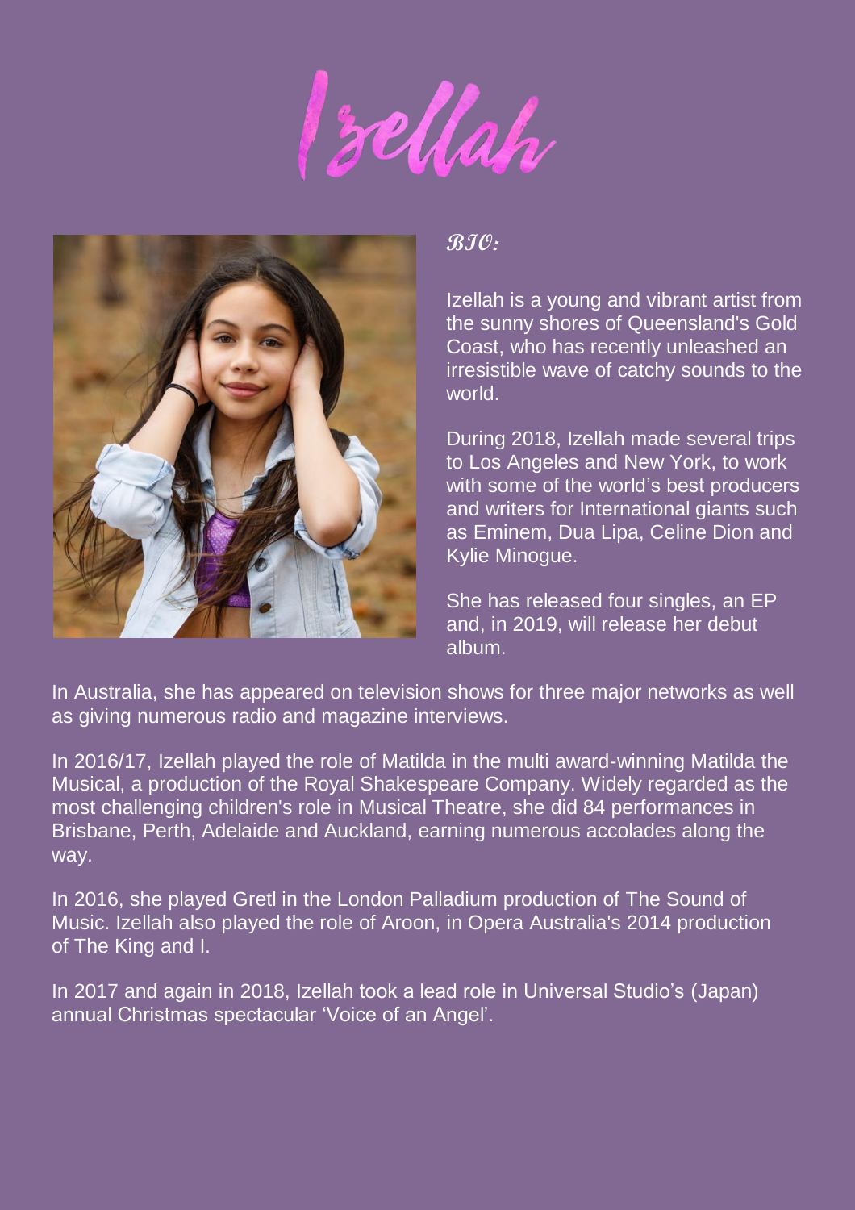# Izellah

### BIO:

Izellah is a young and vibrant artist from the sunny shores of Queensland's Gold Coast, who has recently unleashed an irresistible wave of catchy sounds to the world.

During 2018, Izellah made several trips to Los Angeles and New York, to work with some of the world's best producers and writers for International giants such as Eminem, Dua Lipa, Celine Dion and Kylie Minogue.

She has released four singles, an EP and, in 2019, will release her debut album.

In Australia, she has appeared on television shows for three major networks as well as giving numerous radio and magazine interviews.

In 2016/17, Izellah played the role of Matilda in the multi award-winning Matilda the Musical, a production of the Royal Shakespeare Company. Widely regarded as the most challenging children's role in Musical Theatre, she did 84 performances in Brisbane, Perth, Adelaide and Auckland, earning numerous accolades along the way.

In 2016, she played Gretl in the London Palladium production of The Sound of Music. Izellah also played the role of Aroon, in Opera Australia's 2014 production of The King and I.

In 2017 and again in 2018, Izellah took a lead role in Universal Studio's (Japan) annual Christmas spectacular 'Voice of an Angel'.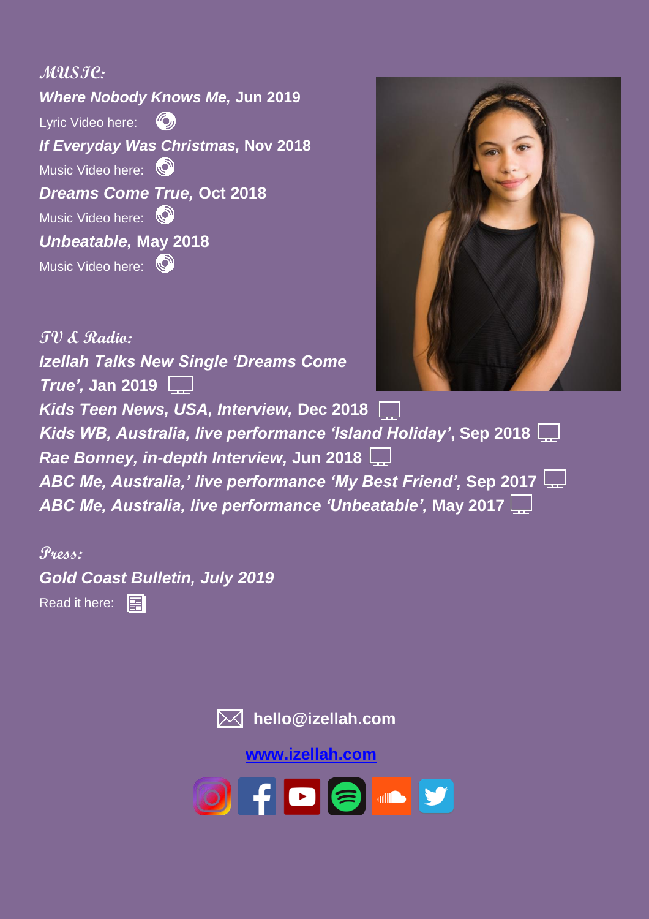## MUSIC:

***Where Nobody Knows Me,*** **Jun 2019**

Lyric Video here:

***If Everyday Was Christmas,*** **Nov 2018**

Music Video here:

***Dreams Come True,*** **Oct 2018**

Music Video here:

***Unbeatable,*** **May 2018**

Music Video here:

## TV & Radio:

***Izellah Talks New Single 'Dreams Come True',*** **Jan 2019**

***Kids Teen News, USA, Interview,*** **Dec 2018**

***Kids WB, Australia, live performance 'Island Holiday',*** **Sep 2018**

***Rae Bonney, in-depth Interview,*** **Jun 2018**

***ABC Me, Australia,' live performance 'My Best Friend',*** **Sep 2017**

***ABC Me, Australia, live performance 'Unbeatable',*** **May 2017**

## Press:

***Gold Coast Bulletin, July 2019***

Read it here:

**hello@izellah.com**

**www.izellah.com**